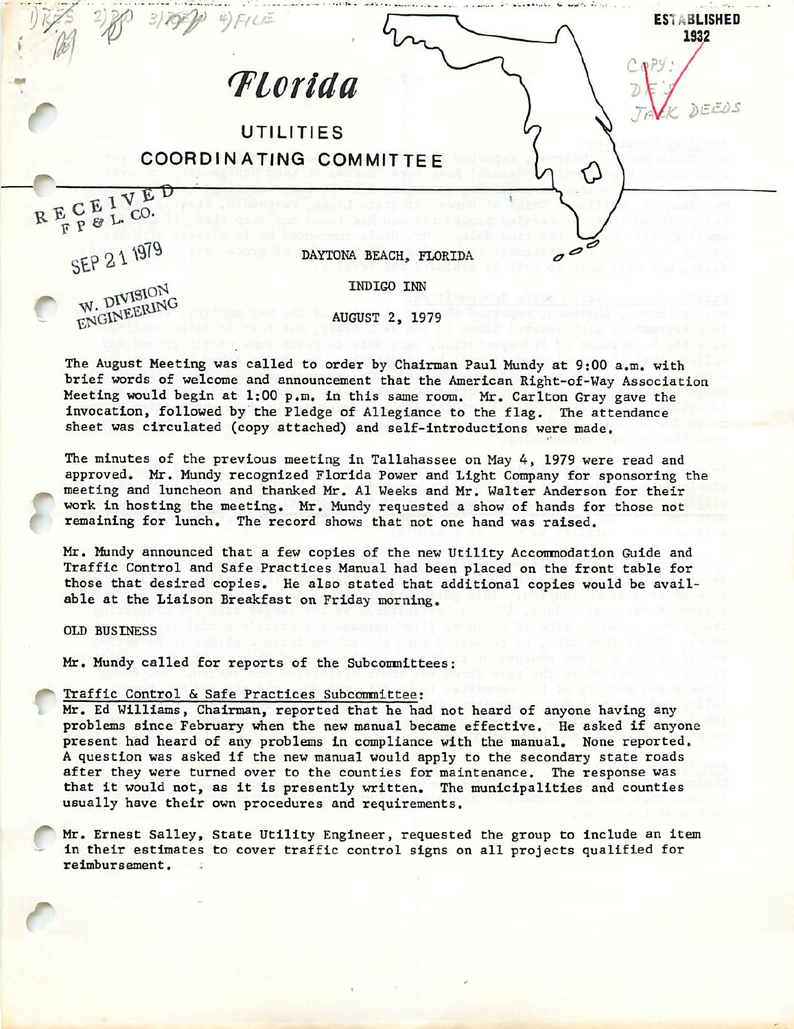# Florida

## UTILITIES COORDINATING COMMITTEE

ESTABLISHED 1932

DAYTONA BEACH, FLORIDA

INDIGO INN

AUGUST 2, 1979

The August Meeting was called to order by Chairman Paul Mundy at 9:00 a.m. with brief words of welcome and announcement that the American Right-of-Way Association Meeting would begin at 1:00 p.m. in this same room. Mr. Carlton Gray gave the invocation, followed by the Pledge of Allegiance to the flag. The attendance sheet was circulated (copy attached) and self-introductions were made.

The minutes of the previous meeting in Tallahassee on May 4, 1979 were read and approved. Mr. Mundy recognized Florida Power and Light Company for sponsoring the meeting and luncheon and thanked Mr. Al Weeks and Mr. Walter Anderson for their work in hosting the meeting. Mr. Mundy requested a show of hands for those not remaining for lunch. The record shows that not one hand was raised.

Mr. Mundy announced that a few copies of the new Utility Accommodation Guide and Traffic Control and Safe Practices Manual had been placed on the front table for those that desired copies. He also stated that additional copies would be available at the Liaison Breakfast on Friday morning.

OLD BUSINESS

Mr. Mundy called for reports of the Subcommittees:

Traffic Control & Safe Practices Subcommittee:
Mr. Ed Williams, Chairman, reported that he had not heard of anyone having any problems since February when the new manual became effective. He asked if anyone present had heard of any problems in compliance with the manual. None reported. A question was asked if the new manual would apply to the secondary state roads after they were turned over to the counties for maintenance. The response was that it would not, as it is presently written. The municipalities and counties usually have their own procedures and requirements.

Mr. Ernest Salley, State Utility Engineer, requested the group to include an item in their estimates to cover traffic control signs on all projects qualified for reimbursement.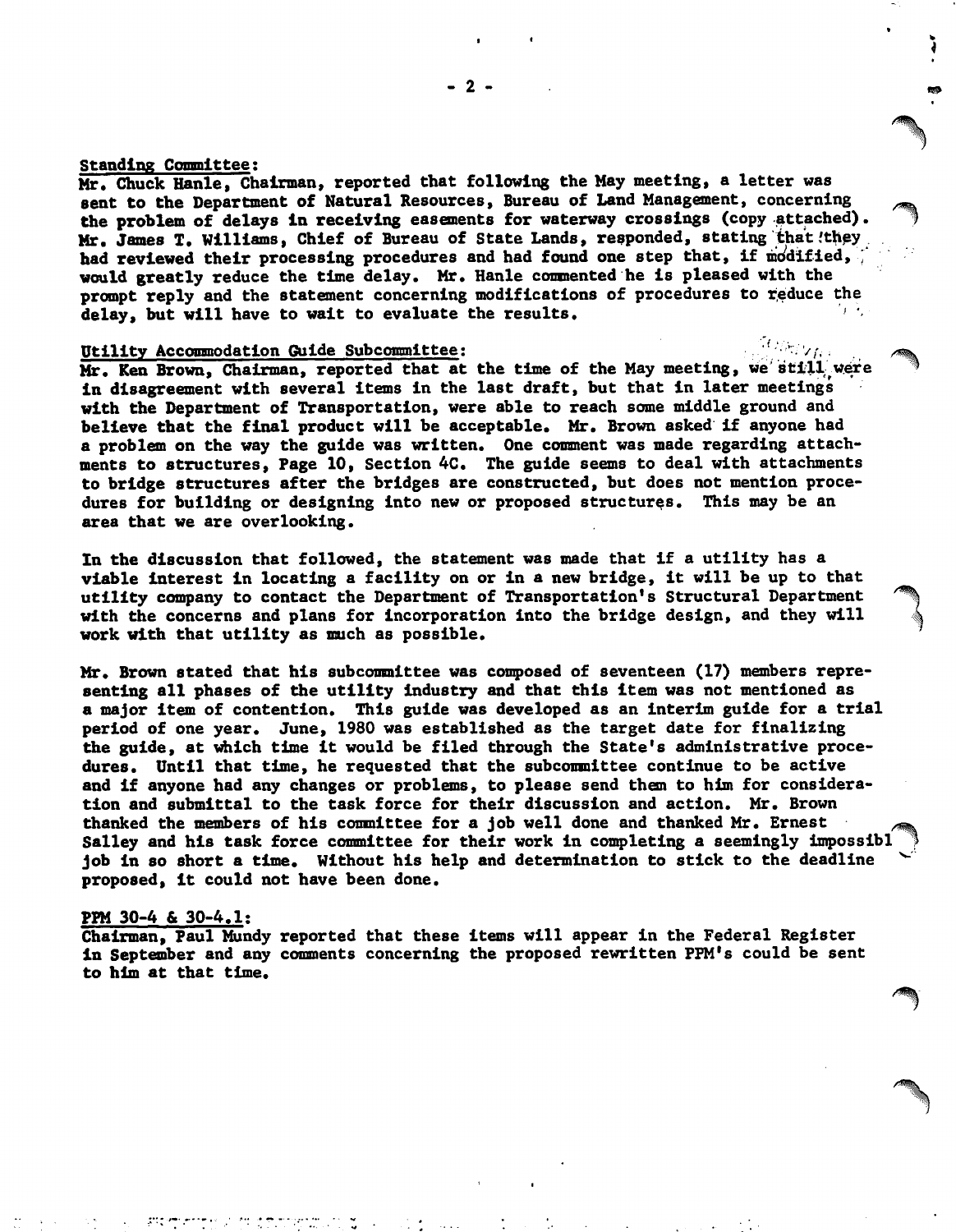## Standing Committee:

Mr. Chuck Hanle, Chairman, reported that following the May meeting, a letter was sent to the Department of Natural Resources, Bureau of Land Management, concerning the problem of delays in receiving easements for waterway crossings (copy attached). Mr. James T. Williams, Chief of Bureau of State Lands, responded, stating that they had reviewed their processing procedures and had found one step that, if modified, would greatly reduce the time delay. Mr. Hanle commented he is pleased with the prompt reply and the statement concerning modifications of procedures to reduce the delay, but will have to wait to evaluate the results.

## Utility Accommodation Guide Subcommittee:

Mr. Ken Brown, Chairman, reported that at the time of the May meeting, we still were in disagreement with several items in the last draft, but that in later meetings with the Department of Transportation, were able to reach some middle ground and believe that the final product will be acceptable. Mr. Brown asked if anyone had a problem on the way the guide was written. One comment was made regarding attachments to structures, Page 10, Section 4C. The guide seems to deal with attachments to bridge structures after the bridges are constructed, but does not mention procedures for building or designing into new or proposed structures. This may be an area that we are overlooking.

In the discussion that followed, the statement was made that if a utility has a viable interest in locating a facility on or in a new bridge, it will be up to that utility company to contact the Department of Transportation's Structural Department with the concerns and plans for incorporation into the bridge design, and they will work with that utility as much as possible.

Mr. Brown stated that his subcommittee was composed of seventeen (17) members representing all phases of the utility industry and that this item was not mentioned as a major item of contention. This guide was developed as an interim guide for a trial period of one year. June, 1980 was established as the target date for finalizing the guide, at which time it would be filed through the State's administrative procedures. Until that time, he requested that the subcommittee continue to be active and if anyone had any changes or problems, to please send them to him for consideration and submittal to the task force for their discussion and action. Mr. Brown thanked the members of his committee for a job well done and thanked Mr. Ernest Salley and his task force committee for their work in completing a seemingly impossible job in so short a time. Without his help and determination to stick to the deadline proposed, it could not have been done.

## PPM 30-4 & 30-4.1:

Chairman, Paul Mundy reported that these items will appear in the Federal Register in September and any comments concerning the proposed rewritten PPM's could be sent to him at that time.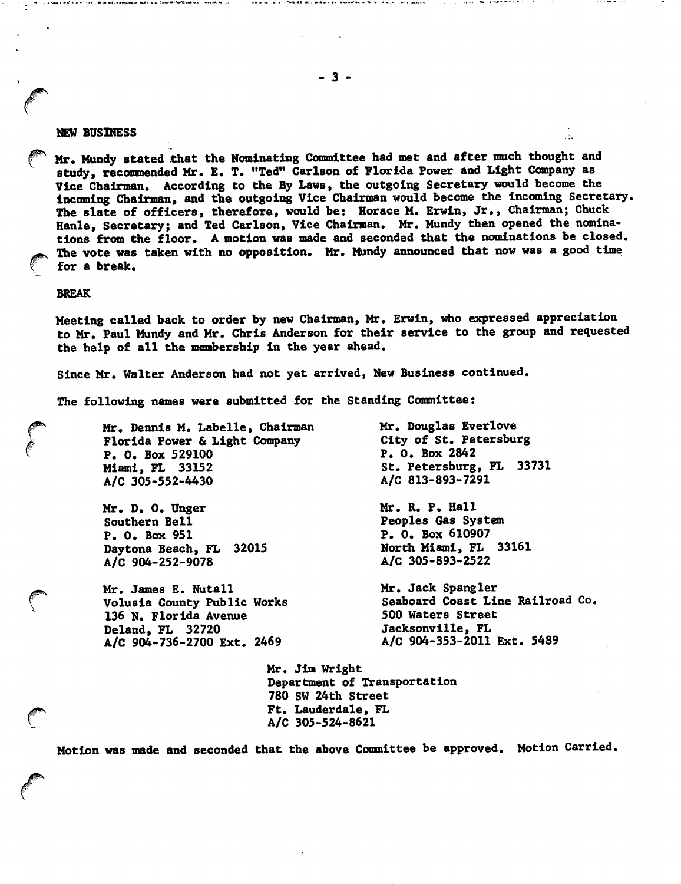## NEW BUSINESS

Mr. Mundy stated that the Nominating Committee had met and after much thought and study, recommended Mr. E. T. "Ted" Carlson of Florida Power and Light Company as Vice Chairman. According to the By Laws, the outgoing Secretary would become the incoming Chairman, and the outgoing Vice Chairman would become the incoming Secretary. The slate of officers, therefore, would be: Horace M. Erwin, Jr., Chairman; Chuck Hanle, Secretary; and Ted Carlson, Vice Chairman. Mr. Mundy then opened the nominations from the floor. A motion was made and seconded that the nominations be closed. The vote was taken with no opposition. Mr. Mundy announced that now was a good time for a break.

## BREAK

Meeting called back to order by new Chairman, Mr. Erwin, who expressed appreciation to Mr. Paul Mundy and Mr. Chris Anderson for their service to the group and requested the help of all the membership in the year ahead.

Since Mr. Walter Anderson had not yet arrived, New Business continued.

The following names were submitted for the Standing Committee:

Mr. Dennis M. Labelle, Chairman
Florida Power & Light Company
P. O. Box 529100
Miami, FL 33152
A/C 305-552-4430

Mr. Douglas Everlove
City of St. Petersburg
P. O. Box 2842
St. Petersburg, FL 33731
A/C 813-893-7291

Mr. D. O. Unger
Southern Bell
P. O. Box 951
Daytona Beach, FL 32015
A/C 904-252-9078

Mr. R. P. Hall
Peoples Gas System
P. O. Box 610907
North Miami, FL 33161
A/C 305-893-2522

Mr. James E. Nutall
Volusia County Public Works
136 N. Florida Avenue
Deland, FL 32720
A/C 904-736-2700 Ext. 2469

Mr. Jack Spangler
Seaboard Coast Line Railroad Co.
500 Waters Street
Jacksonville, FL
A/C 904-353-2011 Ext. 5489

Mr. Jim Wright
Department of Transportation
780 SW 24th Street
Ft. Lauderdale, FL
A/C 305-524-8621

Motion was made and seconded that the above Committee be approved. Motion Carried.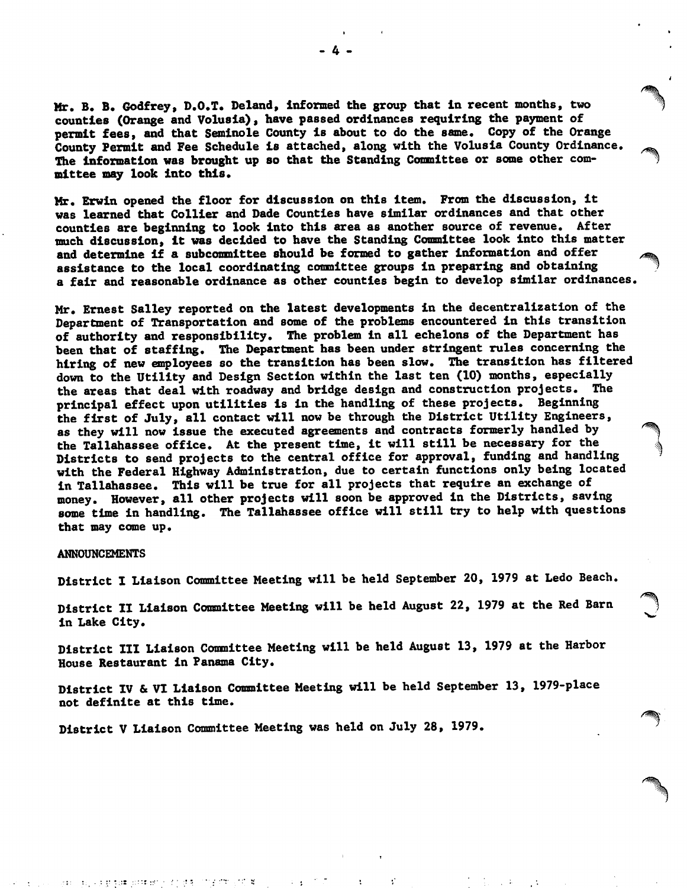Mr. B. B. Godfrey, D.O.T. Deland, informed the group that in recent months, two counties (Orange and Volusia), have passed ordinances requiring the payment of permit fees, and that Seminole County is about to do the same. Copy of the Orange County Permit and Fee Schedule is attached, along with the Volusia County Ordinance. The information was brought up so that the Standing Committee or some other committee may look into this.

Mr. Erwin opened the floor for discussion on this item. From the discussion, it was learned that Collier and Dade Counties have similar ordinances and that other counties are beginning to look into this area as another source of revenue. After much discussion, it was decided to have the Standing Committee look into this matter and determine if a subcommittee should be formed to gather information and offer assistance to the local coordinating committee groups in preparing and obtaining a fair and reasonable ordinance as other counties begin to develop similar ordinances.

Mr. Ernest Salley reported on the latest developments in the decentralization of the Department of Transportation and some of the problems encountered in this transition of authority and responsibility. The problem in all echelons of the Department has been that of staffing. The Department has been under stringent rules concerning the hiring of new employees so the transition has been slow. The transition has filtered down to the Utility and Design Section within the last ten (10) months, especially the areas that deal with roadway and bridge design and construction projects. The principal effect upon utilities is in the handling of these projects. Beginning the first of July, all contact will now be through the District Utility Engineers, as they will now issue the executed agreements and contracts formerly handled by the Tallahassee office. At the present time, it will still be necessary for the Districts to send projects to the central office for approval, funding and handling with the Federal Highway Administration, due to certain functions only being located in Tallahassee. This will be true for all projects that require an exchange of money. However, all other projects will soon be approved in the Districts, saving some time in handling. The Tallahassee office will still try to help with questions that may come up.

ANNOUNCEMENTS

District I Liaison Committee Meeting will be held September 20, 1979 at Ledo Beach.

District II Liaison Committee Meeting will be held August 22, 1979 at the Red Barn in Lake City.

District III Liaison Committee Meeting will be held August 13, 1979 at the Harbor House Restaurant in Panama City.

District IV & VI Liaison Committee Meeting will be held September 13, 1979-place not definite at this time.

District V Liaison Committee Meeting was held on July 28, 1979.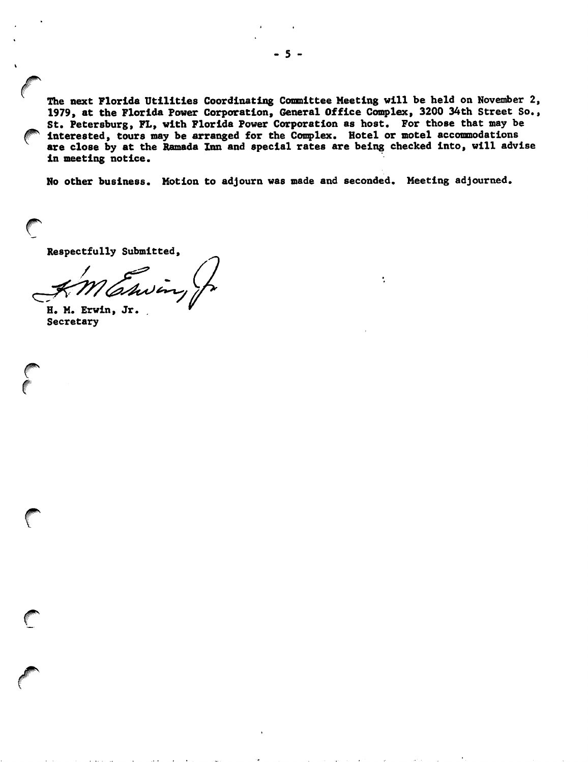The next Florida Utilities Coordinating Committee Meeting will be held on November 2, 1979, at the Florida Power Corporation, General Office Complex, 3200 34th Street So., St. Petersburg, FL, with Florida Power Corporation as host. For those that may be interested, tours may be arranged for the Complex. Hotel or motel accommodations are close by at the Ramada Inn and special rates are being checked into, will advise in meeting notice.

No other business. Motion to adjourn was made and seconded. Meeting adjourned.

Respectfully Submitted,

H. M. Erwin, Jr.
Secretary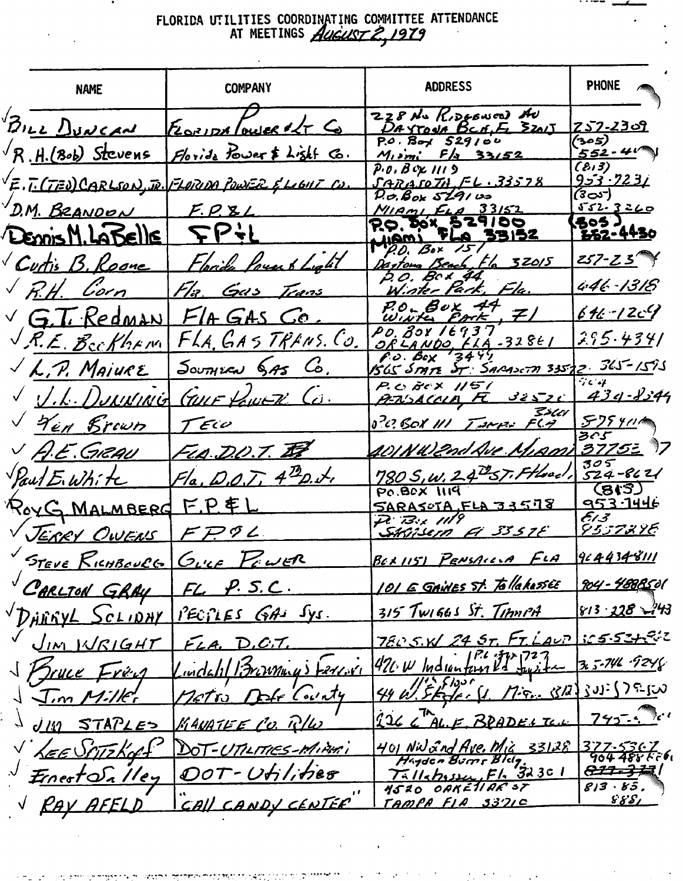FLORIDA UTILITIES COORDINATING COMMITTEE ATTENDANCE
AT MEETINGS AUGUST 2, 1979

| NAME | COMPANY | ADDRESS | PHONE |
|---|---|---|---|
| √ Bill Duncan | Florida Power & Lt Co | 228 No Ridgewood Av Daytona Bch, FL 32015 | 257-2309 |
| √ R.H. (Bob) Stevens | Florida Power & Light Co. | P.O. Box 529100 Miami Fla 33152 | (305) 552-4... |
| √ E.T. (TED) CARLSON, JR. | FLORIDA POWER & LIGHT CO. | P.O. Box 1119 SARASOTA, FL. 33578 | (813) 953-7231 |
| √ D.M. BRANDON | F.P.&L | P.O. Box 529100 MIAMI, FLA 33152 | (305) 552-3260 |
| √ Dennis M. LaBelle | FP&L | P.O. Box 529100 Miami Fla 33152 | (305) 552-4430 |
| √ Curtis B. Roane | Florida Power & Light | P.O. Box 151 Daytona Beach, Fla 32015 | 257-23.. |
| √ R.H. Corn | Fla. Gas Trans | P.O. Box 44 Winter Park, Fla. | 646-1318 |
| √ G.T. Redman | FLA GAS Co. | P.O. Box 44 Winter Park, Fl | 646-1269 |
| √ R.E. Beckham | FLA. GAS TRANS. CO. | P.O. Box 16937 ORLANDO, FLA-32861 | 295-4341 |
| √ L.P. Maiure | Southern Gas Co. | P.O. Box 3499 1565 State St. Sarasota 33578 | 365-1595 |
| √ J.L. Dunning | Gulf Power Co. | P.O. Box 1151 Pensacola, FL 32520 | 904 434-8344 |
| √ Ken Brown | TECO | P.O. Box 111 Tampa FLA 33601 | 879411.. |
| √ A.E. Grau | FLA. D.O.T. | 401 NW 2nd Ave Miami | 305 37752.. |
| √ Paul E. White | Fla. D.O.T. 4th Dist | 780 S.W. 24th St. Ftlaud. | 305 524-8621 |
| Roy G. Malmberg | F.P.&L | P.O. Box 1119 SARASOTA, FLA 33578 | (813) 953-7446 |
| √ Jerry Owens | FP&L | P.O. Box 1119 Sarasota Fl 33578 | 813 9537298 |
| √ Steve Richbourg | Gulf Power | Box 1151 Pensacola FLA | 9044348111 |
| √ Carlton Gray | FL P.S.C. | 101 E Gaines St. Tallahassee | 904-4888501 |
| √ Darryl Sclidny | Peoples Gas Sys. | 315 Twiggs St. Tampa | 813 228-..43 |
| √ Jim Wright | FLA. D.O.T. | 780 S.W 24 St. Ft. Laud | 305-524-.... |
| √ Bruce Frey | Lindahl Browning Ferrari | P.O. Box 727 426 W Indiantown Rd Jupiter | 305-746-9248 |
| √ Jim Miller | Metro Dade County | 11th Floor 44 W. Flagler St. Miami 33130 | 305-579-5.. |
| √ Jim Staples | Manatee Co. R/W | 226 6th AV.E. Bradenton | 745-.... |
| √ Lee Spitzkopf | DOT-Utilities-Miami | 401 NW 2nd Ave, Mia 33128 | 377-5367 |
| √ Ernest Salley | DOT-Utilities | Hayden Burns Bldg. Tallahassee, Fl. 32301 | 904 488-.... |
| √ Ray Afeld | "Call Candy Center" | 4520 Oakellar St Tampa Fla 33710 | 813-85. 8881 |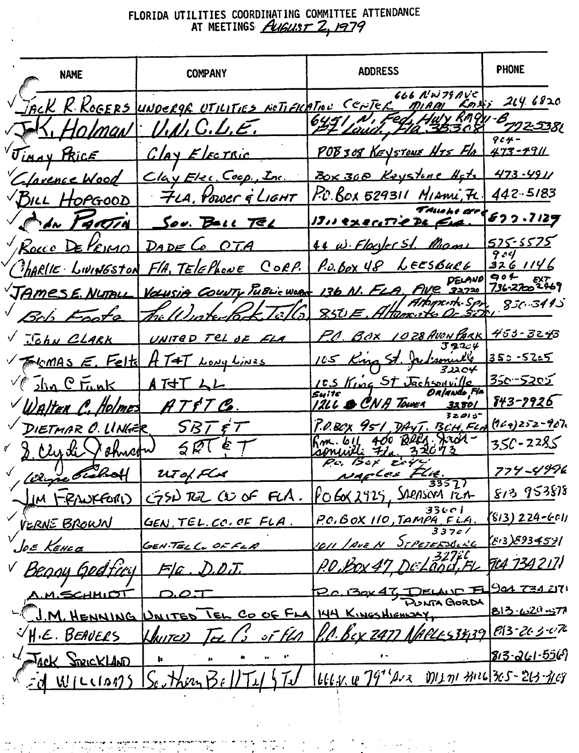# FLORIDA UTILITIES COORDINATING COMMITTEE ATTENDANCE AT MEETINGS *August 2, 1979*

| NAME | COMPANY | ADDRESS | PHONE |
|---|---|---|---|
| Jack R. Rogers | Undergr. Utilities Notification Center | 666 NW 79 Ave Miami Rm 3__ | 264-6820 |
| J.K. Holman | U.N.C.L.E. | 6451 N. Fed. Hwy Rm 414-B Ft. Laud., Fla 33308 | 772-5386 |
| Jimmy Price | Clay Electric | POB 308 Keystone Hts Fla | 904-473-4911 |
| Clarence Wood | Clay Elec. Coop., Inc. | Box 308 Keystone Hgts | 473-4911 |
| Bill Hopgood | Fla. Power & Light | P.O. Box 529311 Miami, Fl. | 442-5183 |
| Don Partin | Sou. Bell Tel | Tallahassee 1311 Executive Dr. Fla. | 877-7129 |
| Rocco DePrimo | Dade Co. OTA | 44 W. Flagler St. Miami | 575-5575 |
| Charlie Livingston | Fla. Telephone Corp. | P.O. Box 48 Leesburg | 904 326 1146 |
| James E. Nuttall | Volusia County Public Works | 136 N. Fla. Ave Deland 32720 | 904 736-2700 Ext 2969 |
| Bob Foote | The Winter Park Tel Co. | 850 E. Altamonte Dr. Altamonte Spr. 32701 | 830-3445 |
| John Clark | United Tel of Fla | P.O. Box 1028 Avon Park | 453-3243 |
| Thomas E. Felts | AT&T Long Lines | 105 King St. Jacksonville 32204 | 350-5205 |
| John C Funk | AT&T LL | 105 King St Jacksonville 32204 | 350-5205 |
| Walter C. Holmes | AT&T Co. | Suite 1266 CNA Tower Orlando, Fla 32801 | 843-7926 |
| Dietmar O. Unger | SBT&T | P.O. Box 951 Dayt. Bch, Fla 32015 | (904) 252-9071 |
| J. Clyde Johnson | SBT&T | Rm. 611 400 Bldg. Jacksonville Fla. 32073 | 350-2285 |
| Wayne Bickett | UT of Fla | P.O. Box 2044 Naples Fla. | 774-4996 |
| Jim Frankford | GSN Tel Co of Fla. | P.O. Box 2925, Sarasota Fla. 33577 | 813 9538__ |
| Verne Brown | Gen. Tel. Co. of Fla. | P.O. Box 110, Tampa, Fla. 33601 | (813) 224-6011 |
| Joe Kehoe | Gen. Tel. Co. of Fla | 1011 1 Ave N St. Petersburg 33701 | (813) 893-4591 |
| Benny Godfrey | Fla. D.O.T. | P.O. Box 47, DeLand, FL 32720 | 904 734 2171 |
| A.M. Schmidt | D.O.T | P.O. Box 47, DeLand FL | 904 734 2171 |
| J.M. Henning | United Tel Co of Fla | 144 Kings Highway, Punta Gorda | 813-639-_7_ |
| H.E. Beavers | United Tel Co of Fla | P.O. Box 2477 Naples 33939 | 813-263-0_7_ |
| Jack Strickland | " " " " " | " | 813-261-5569 |
| Ed Williams | Southern Bell Tel & Tel | 666 N.W. 79th Ave Miami #126 | 305-263-3108 |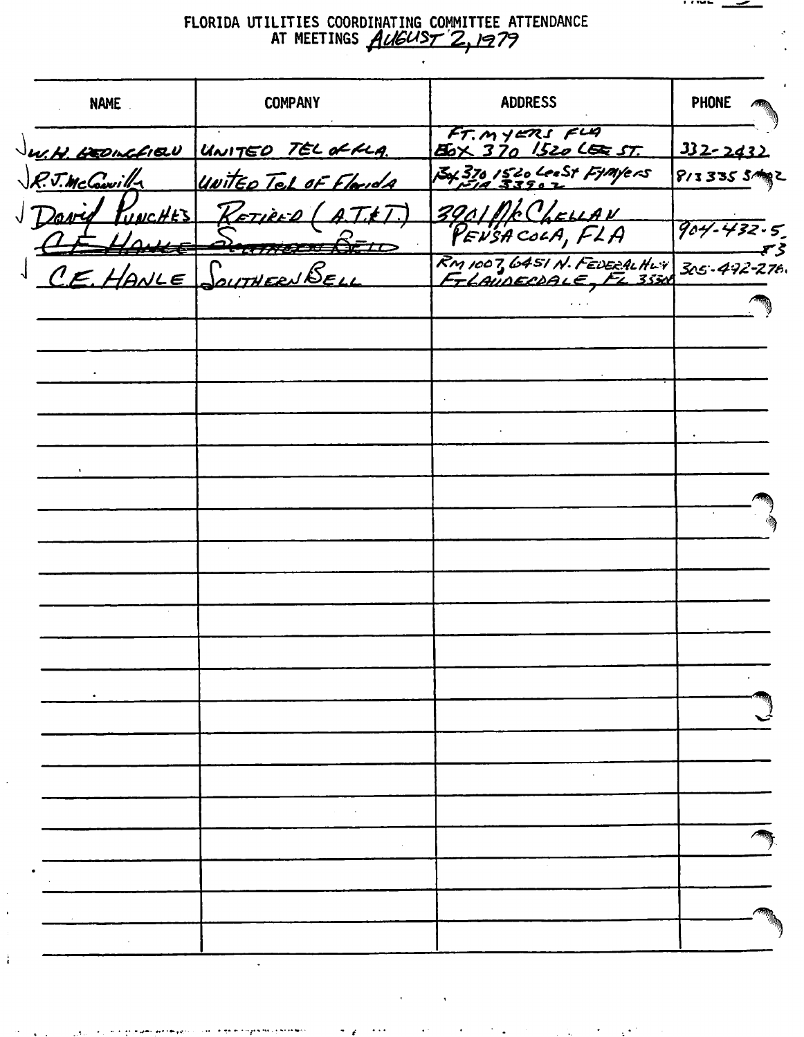FLORIDA UTILITIES COORDINATING COMMITTEE ATTENDANCE AT MEETINGS AUGUST 2, 1979

| NAME | COMPANY | ADDRESS | PHONE |
|---|---|---|---|
| √ W.H. HEDINGFIELD | UNITED TEL of FLA. | FT. MYERS FLA BOX 370 1520 LEE ST. | 332-2432 |
| √ R.J. McConville | United Tel of Florida | Box 370 1520 Lee St Ft Myers FLA 33902 | 813 335 3402 |
| √ David Punches | RETIRED (A.T.&T.) | 3901 McClellan PENSACOLA, FLA | 904-432-5_ |
| ~~C.E. HANLE~~ | ~~Southern Bell~~ | | |
| √ C.E. HANLE | SOUTHERN BELL | RM 1007, 6451 N. FEDERAL HWY FT LAUDERDALE, FL 3330_ | 305-492-276_ |
| | | | |
| | | | |
| | | | |
| | | | |
| | | | |
| | | | |
| | | | |
| | | | |
| | | | |
| | | | |
| | | | |
| | | | |
| | | | |
| | | | |
| | | | |
| | | | |
| | | | |
| | | | |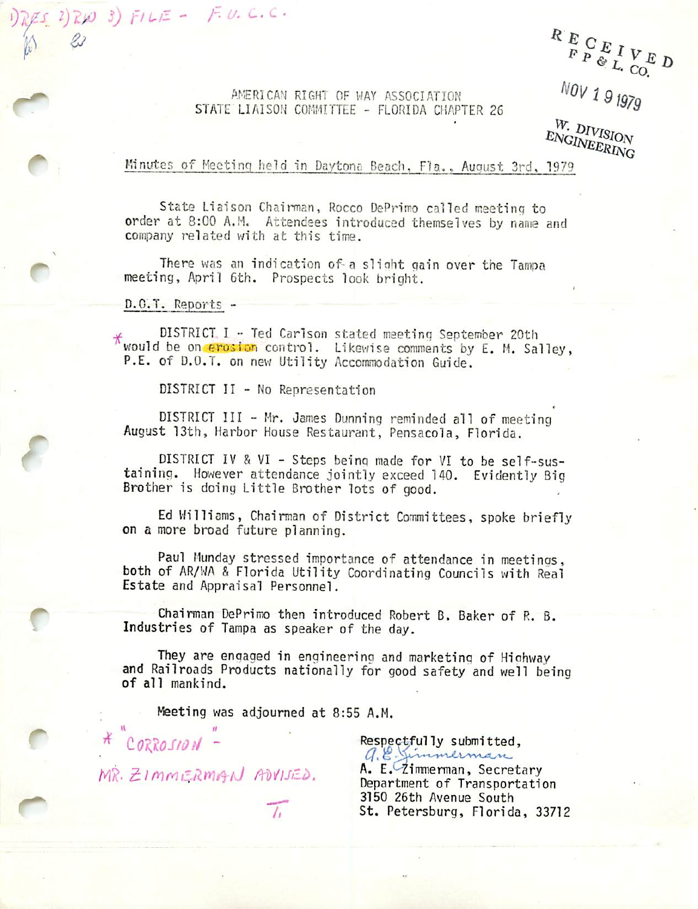1) RES 2) RW 3) FILE - F.U.C.C.

RECEIVED
F P & L. CO.

NOV 19 1979

W. DIVISION
ENGINEERING

AMERICAN RIGHT OF WAY ASSOCIATION
STATE LIAISON COMMITTEE - FLORIDA CHAPTER 26

Minutes of Meeting held in Daytona Beach, Fla., August 3rd, 1979

State Liaison Chairman, Rocco DePrimo called meeting to order at 8:00 A.M. Attendees introduced themselves by name and company related with at this time.

There was an indication of a slight gain over the Tampa meeting, April 6th. Prospects look bright.

D.O.T. Reports -

\* DISTRICT I - Ted Carlson stated meeting September 20th would be on erosion control. Likewise comments by E. M. Salley, P.E. of D.O.T. on new Utility Accommodation Guide.

DISTRICT II - No Representation

DISTRICT III - Mr. James Dunning reminded all of meeting August 13th, Harbor House Restaurant, Pensacola, Florida.

DISTRICT IV & VI - Steps being made for VI to be self-sustaining. However attendance jointly exceed 140. Evidently Big Brother is doing Little Brother lots of good.

Ed Williams, Chairman of District Committees, spoke briefly on a more broad future planning.

Paul Munday stressed importance of attendance in meetings, both of AR/WA & Florida Utility Coordinating Councils with Real Estate and Appraisal Personnel.

Chairman DePrimo then introduced Robert B. Baker of R. B. Industries of Tampa as speaker of the day.

They are engaged in engineering and marketing of Highway and Railroads Products nationally for good safety and well being of all mankind.

Meeting was adjourned at 8:55 A.M.

\* "CORROSION" -
MR. ZIMMERMAN ADVISED.

Respectfully submitted,
A. E. Zimmerman
A. E. Zimmerman, Secretary
Department of Transportation
3150 26th Avenue South
St. Petersburg, Florida, 33712